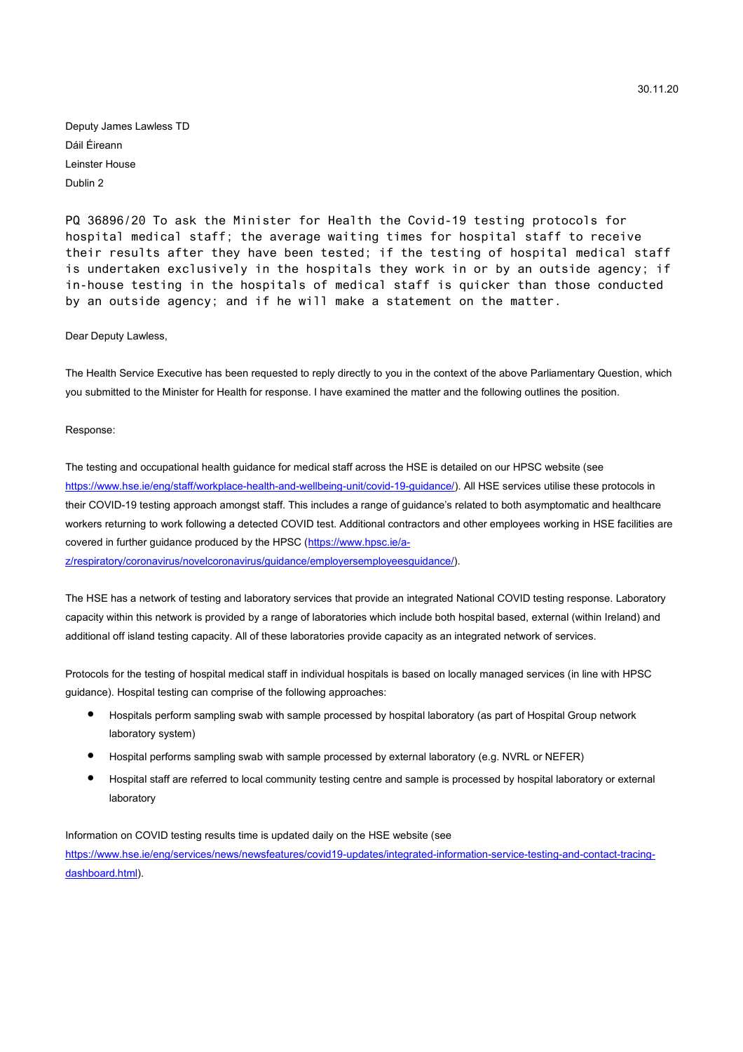30.11.20

Deputy James Lawless TD
Dáil Éireann
Leinster House
Dublin 2

PQ 36896/20 To ask the Minister for Health the Covid-19 testing protocols for hospital medical staff; the average waiting times for hospital staff to receive their results after they have been tested; if the testing of hospital medical staff is undertaken exclusively in the hospitals they work in or by an outside agency; if in-house testing in the hospitals of medical staff is quicker than those conducted by an outside agency; and if he will make a statement on the matter.

Dear Deputy Lawless,

The Health Service Executive has been requested to reply directly to you in the context of the above Parliamentary Question, which you submitted to the Minister for Health for response. I have examined the matter and the following outlines the position.

Response:

The testing and occupational health guidance for medical staff across the HSE is detailed on our HPSC website (see https://www.hse.ie/eng/staff/workplace-health-and-wellbeing-unit/covid-19-guidance/). All HSE services utilise these protocols in their COVID-19 testing approach amongst staff. This includes a range of guidance's related to both asymptomatic and healthcare workers returning to work following a detected COVID test. Additional contractors and other employees working in HSE facilities are covered in further guidance produced by the HPSC (https://www.hpsc.ie/a-z/respiratory/coronavirus/novelcoronavirus/guidance/employersemployeesguidance/).

The HSE has a network of testing and laboratory services that provide an integrated National COVID testing response. Laboratory capacity within this network is provided by a range of laboratories which include both hospital based, external (within Ireland) and additional off island testing capacity. All of these laboratories provide capacity as an integrated network of services.

Protocols for the testing of hospital medical staff in individual hospitals is based on locally managed services (in line with HPSC guidance). Hospital testing can comprise of the following approaches:

- Hospitals perform sampling swab with sample processed by hospital laboratory (as part of Hospital Group network laboratory system)
- Hospital performs sampling swab with sample processed by external laboratory (e.g. NVRL or NEFER)
- Hospital staff are referred to local community testing centre and sample is processed by hospital laboratory or external laboratory

Information on COVID testing results time is updated daily on the HSE website (see https://www.hse.ie/eng/services/news/newsfeatures/covid19-updates/integrated-information-service-testing-and-contact-tracing-dashboard.html).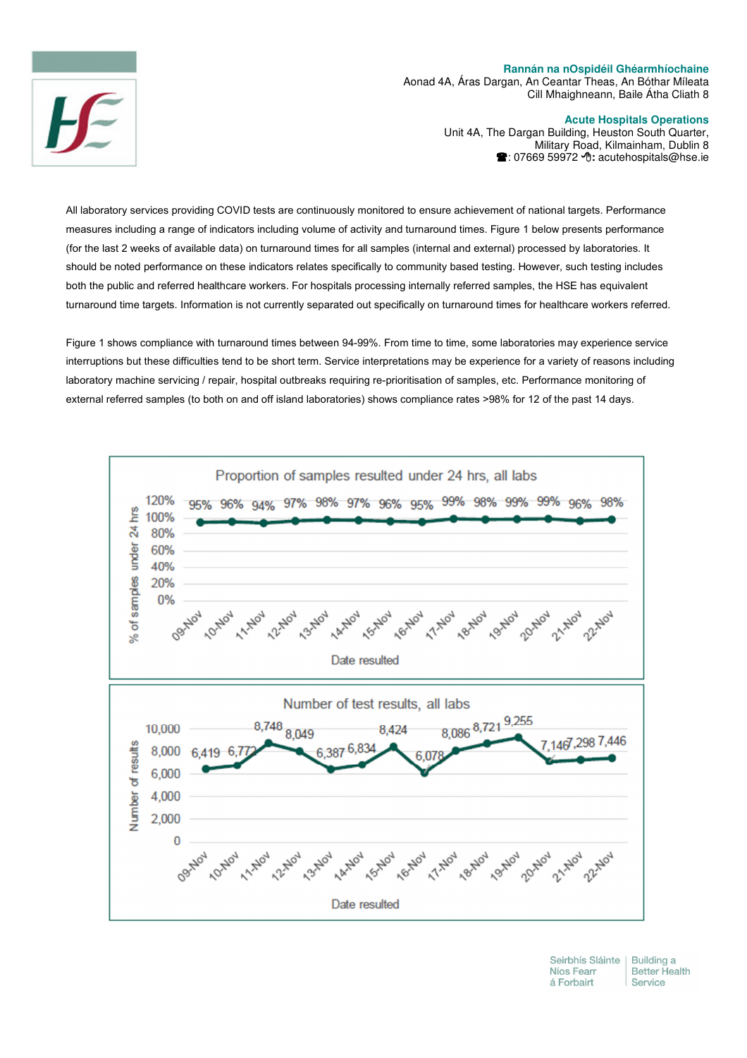All laboratory services providing COVID tests are continuously monitored to ensure achievement of national targets. Performance measures including a range of indicators including volume of activity and turnaround times. Figure 1 below presents performance (for the last 2 weeks of available data) on turnaround times for all samples (internal and external) processed by laboratories. It should be noted performance on these indicators relates specifically to community based testing. However, such testing includes both the public and referred healthcare workers. For hospitals processing internally referred samples, the HSE has equivalent turnaround time targets. Information is not currently separated out specifically on turnaround times for healthcare workers referred.

Figure 1 shows compliance with turnaround times between 94-99%. From time to time, some laboratories may experience service interruptions but these difficulties tend to be short term. Service interpretations may be experience for a variety of reasons including laboratory machine servicing / repair, hospital outbreaks requiring re-prioritisation of samples, etc. Performance monitoring of external referred samples (to both on and off island laboratories) shows compliance rates >98% for 12 of the past 14 days.

**Proportion of samples resulted under 24 hrs, all labs**

| Date resulted | % of samples under 24 hrs |
|---|---|
| 09-Nov | 95% |
| 10-Nov | 96% |
| 11-Nov | 94% |
| 12-Nov | 97% |
| 13-Nov | 98% |
| 14-Nov | 97% |
| 15-Nov | 96% |
| 16-Nov | 95% |
| 17-Nov | 99% |
| 18-Nov | 98% |
| 19-Nov | 99% |
| 20-Nov | 99% |
| 21-Nov | 96% |
| 22-Nov | 98% |

**Number of test results, all labs**

| Date resulted | Number of results |
|---|---|
| 09-Nov | 6,419 |
| 10-Nov | 6,772 |
| 11-Nov | 8,748 |
| 12-Nov | 8,049 |
| 13-Nov | 6,387 |
| 14-Nov | 6,834 |
| 15-Nov | 8,424 |
| 16-Nov | 6,078 |
| 17-Nov | 8,086 |
| 18-Nov | 8,721 |
| 19-Nov | 9,255 |
| 20-Nov | 7,146 |
| 21-Nov | 7,298 |
| 22-Nov | 7,446 |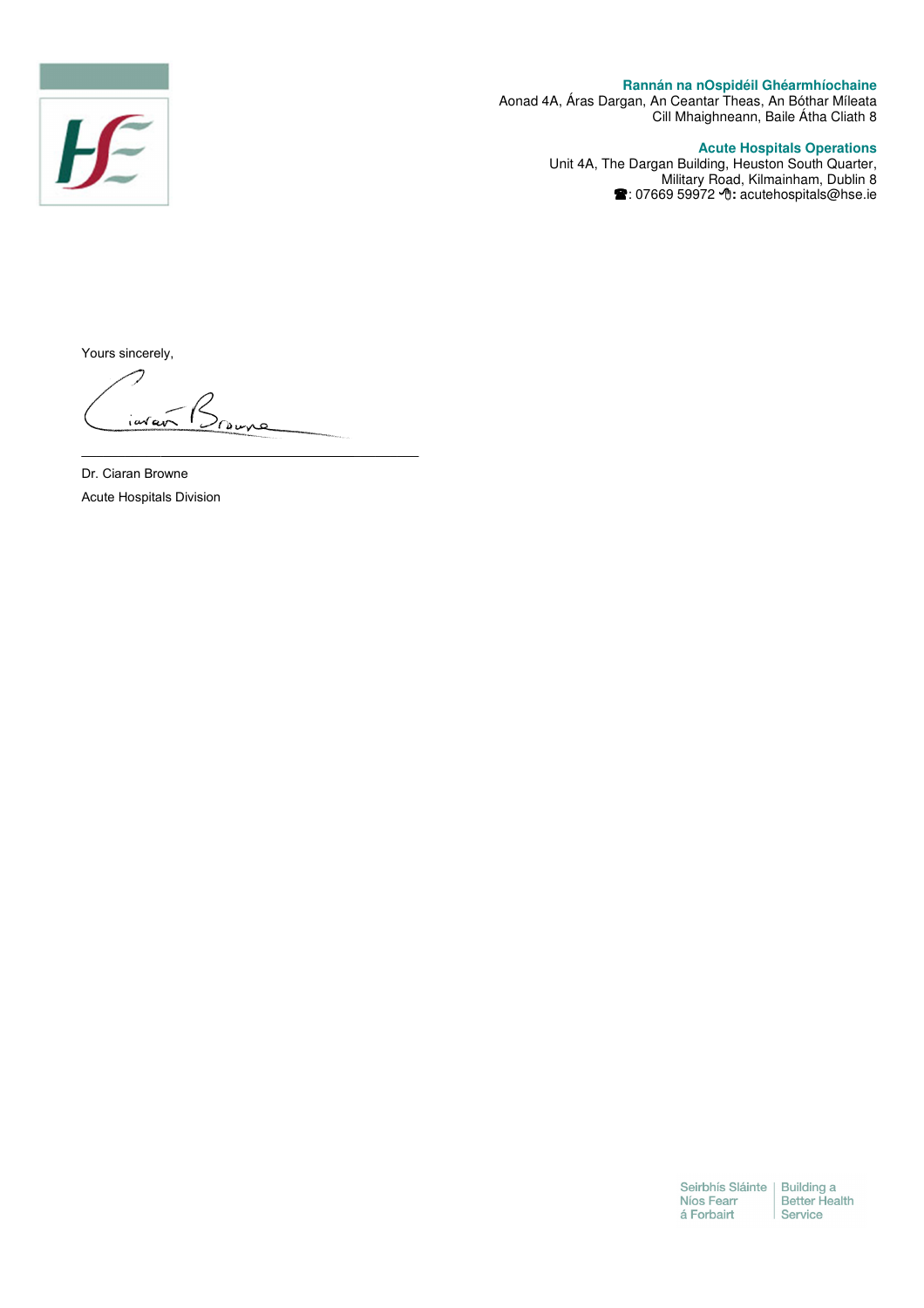**Rannán na nOspidéil Ghéarmhíochaine**
Aonad 4A, Áras Dargan, An Ceantar Theas, An Bóthar Míleata
Cill Mhaighneann, Baile Átha Cliath 8

**Acute Hospitals Operations**
Unit 4A, The Dargan Building, Heuston South Quarter,
Military Road, Kilmainham, Dublin 8
☎: 07669 59972 : acutehospitals@hse.ie

Yours sincerely,

Ciaran Browne

\_\_\_\_\_\_\_\_\_\_\_\_\_\_\_\_\_\_\_\_\_\_\_\_\_\_\_\_\_\_\_\_\_\_\_\_\_\_\_\_\_\_\_\_\_\_

Dr. Ciaran Browne

Acute Hospitals Division

Seirbhís Sláinte Níos Fearr á Forbairt | Building a Better Health Service